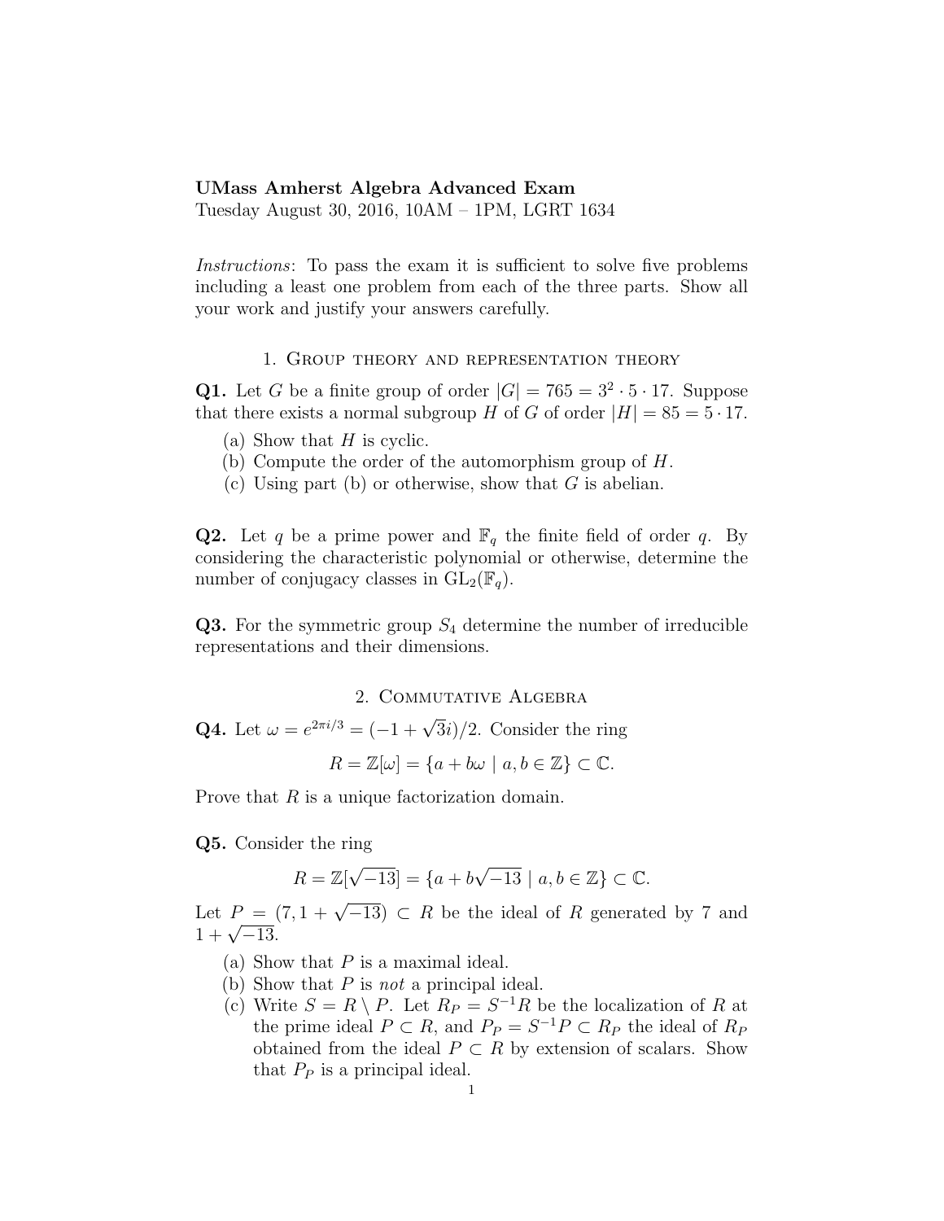**UMass Amherst Algebra Advanced Exam**
Tuesday August 30, 2016, 10AM – 1PM, LGRT 1634

*Instructions*: To pass the exam it is sufficient to solve five problems including a least one problem from each of the three parts. Show all your work and justify your answers carefully.

## 1. Group theory and representation theory

**Q1.** Let $G$ be a finite group of order $|G| = 765 = 3^2 \cdot 5 \cdot 17$. Suppose that there exists a normal subgroup $H$ of $G$ of order $|H| = 85 = 5 \cdot 17$.

(a) Show that $H$ is cyclic.
(b) Compute the order of the automorphism group of $H$.
(c) Using part (b) or otherwise, show that $G$ is abelian.

**Q2.** Let $q$ be a prime power and $\mathbb{F}_q$ the finite field of order $q$. By considering the characteristic polynomial or otherwise, determine the number of conjugacy classes in $\mathrm{GL}_2(\mathbb{F}_q)$.

**Q3.** For the symmetric group $S_4$ determine the number of irreducible representations and their dimensions.

## 2. Commutative Algebra

**Q4.** Let $\omega = e^{2\pi i/3} = (-1 + \sqrt{3}i)/2$. Consider the ring

$$R = \mathbb{Z}[\omega] = \{a + b\omega \mid a, b \in \mathbb{Z}\} \subset \mathbb{C}.$$

Prove that $R$ is a unique factorization domain.

**Q5.** Consider the ring

$$R = \mathbb{Z}[\sqrt{-13}] = \{a + b\sqrt{-13} \mid a, b \in \mathbb{Z}\} \subset \mathbb{C}.$$

Let $P = (7, 1 + \sqrt{-13}) \subset R$ be the ideal of $R$ generated by 7 and $1 + \sqrt{-13}$.

(a) Show that $P$ is a maximal ideal.
(b) Show that $P$ is *not* a principal ideal.
(c) Write $S = R \setminus P$. Let $R_P = S^{-1}R$ be the localization of $R$ at the prime ideal $P \subset R$, and $P_P = S^{-1}P \subset R_P$ the ideal of $R_P$ obtained from the ideal $P \subset R$ by extension of scalars. Show that $P_P$ is a principal ideal.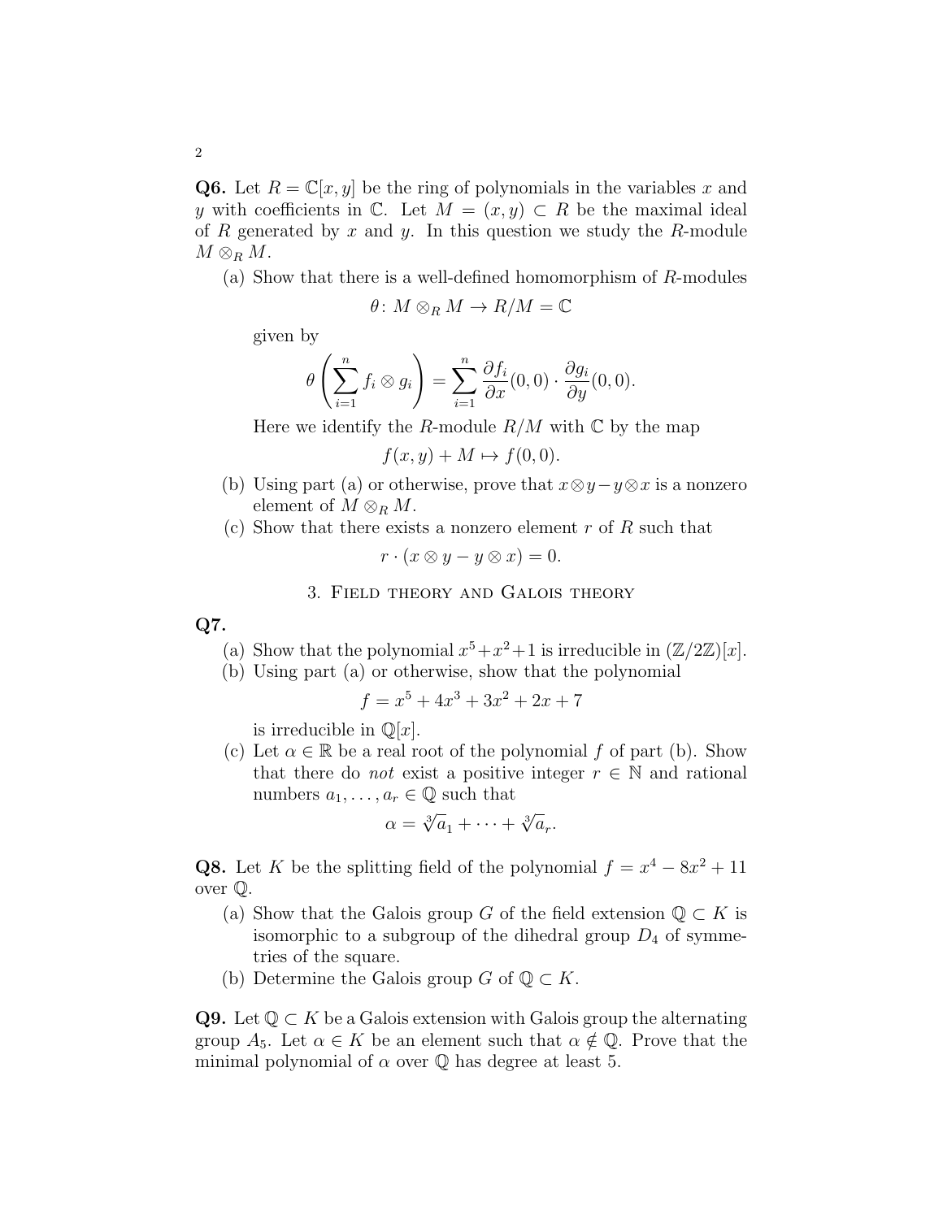**Q6.** Let $R = \mathbb{C}[x, y]$ be the ring of polynomials in the variables $x$ and $y$ with coefficients in $\mathbb{C}$. Let $M = (x, y) \subset R$ be the maximal ideal of $R$ generated by $x$ and $y$. In this question we study the $R$-module $M \otimes_R M$.

(a) Show that there is a well-defined homomorphism of $R$-modules

$$\theta \colon M \otimes_R M \to R/M = \mathbb{C}$$

given by

$$\theta\left(\sum_{i=1}^{n} f_i \otimes g_i\right) = \sum_{i=1}^{n} \frac{\partial f_i}{\partial x}(0,0) \cdot \frac{\partial g_i}{\partial y}(0,0).$$

Here we identify the $R$-module $R/M$ with $\mathbb{C}$ by the map

$$f(x,y) + M \mapsto f(0,0).$$

(b) Using part (a) or otherwise, prove that $x \otimes y - y \otimes x$ is a nonzero element of $M \otimes_R M$.

(c) Show that there exists a nonzero element $r$ of $R$ such that

$$r \cdot (x \otimes y - y \otimes x) = 0.$$

## 3. Field theory and Galois theory

**Q7.**

(a) Show that the polynomial $x^5 + x^2 + 1$ is irreducible in $(\mathbb{Z}/2\mathbb{Z})[x]$.

(b) Using part (a) or otherwise, show that the polynomial

$$f = x^5 + 4x^3 + 3x^2 + 2x + 7$$

is irreducible in $\mathbb{Q}[x]$.

(c) Let $\alpha \in \mathbb{R}$ be a real root of the polynomial $f$ of part (b). Show that there do *not* exist a positive integer $r \in \mathbb{N}$ and rational numbers $a_1, \ldots, a_r \in \mathbb{Q}$ such that

$$\alpha = \sqrt[3]{a_1} + \cdots + \sqrt[3]{a_r}.$$

**Q8.** Let $K$ be the splitting field of the polynomial $f = x^4 - 8x^2 + 11$ over $\mathbb{Q}$.

(a) Show that the Galois group $G$ of the field extension $\mathbb{Q} \subset K$ is isomorphic to a subgroup of the dihedral group $D_4$ of symmetries of the square.

(b) Determine the Galois group $G$ of $\mathbb{Q} \subset K$.

**Q9.** Let $\mathbb{Q} \subset K$ be a Galois extension with Galois group the alternating group $A_5$. Let $\alpha \in K$ be an element such that $\alpha \notin \mathbb{Q}$. Prove that the minimal polynomial of $\alpha$ over $\mathbb{Q}$ has degree at least 5.